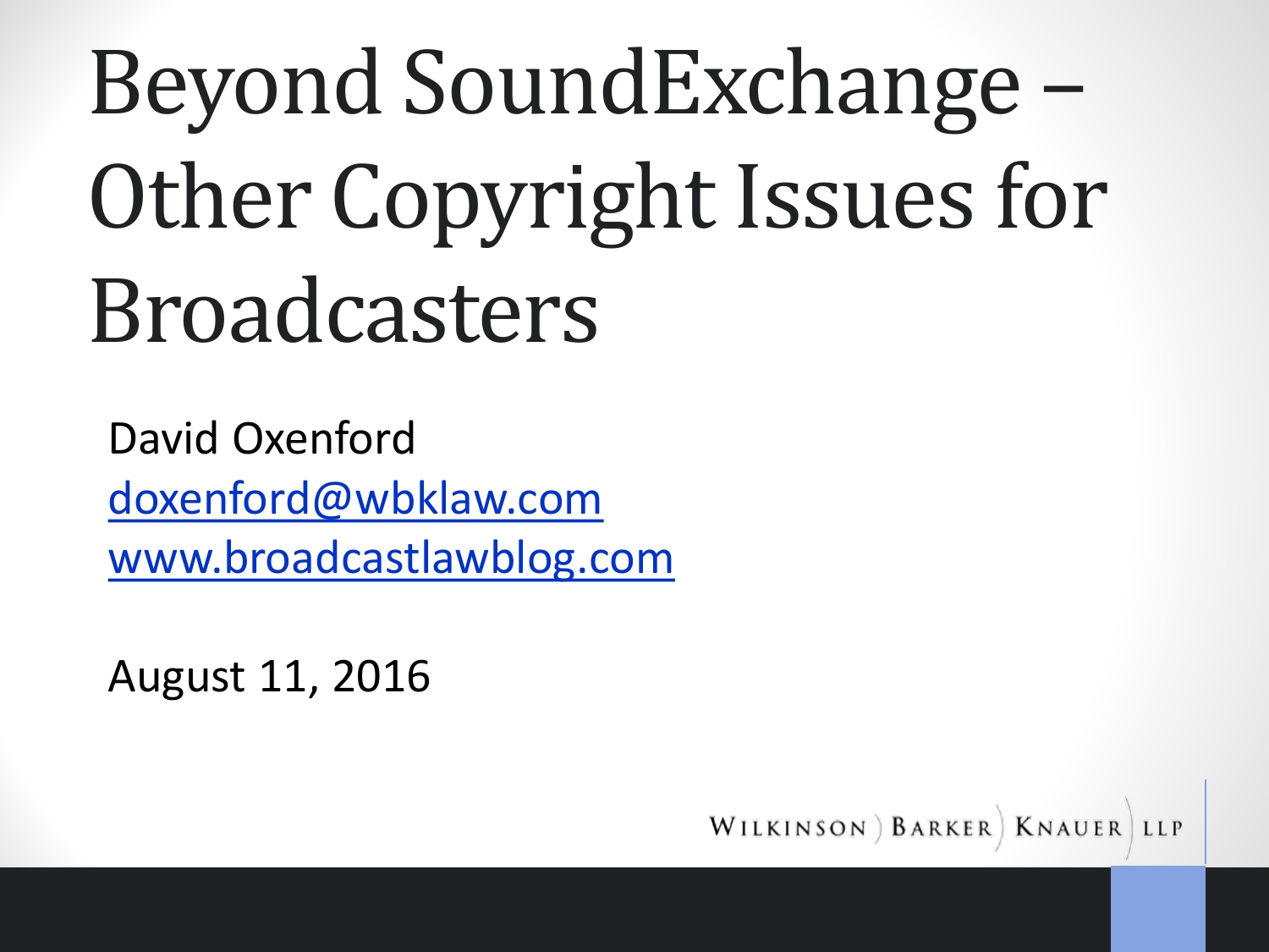# Beyond SoundExchange – Other Copyright Issues for Broadcasters

David Oxenford
doxenford@wbklaw.com
www.broadcastlawblog.com

August 11, 2016

WILKINSON BARKER KNAUER LLP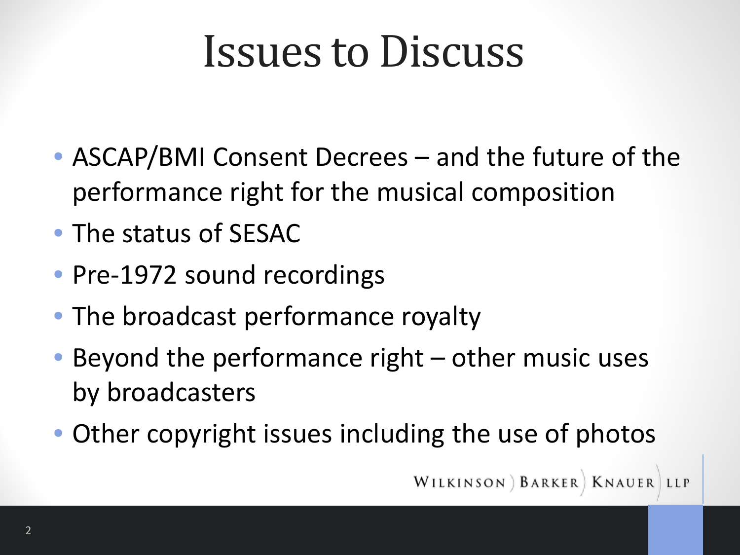# Issues to Discuss

- ASCAP/BMI Consent Decrees – and the future of the performance right for the musical composition
- The status of SESAC
- Pre-1972 sound recordings
- The broadcast performance royalty
- Beyond the performance right – other music uses by broadcasters
- Other copyright issues including the use of photos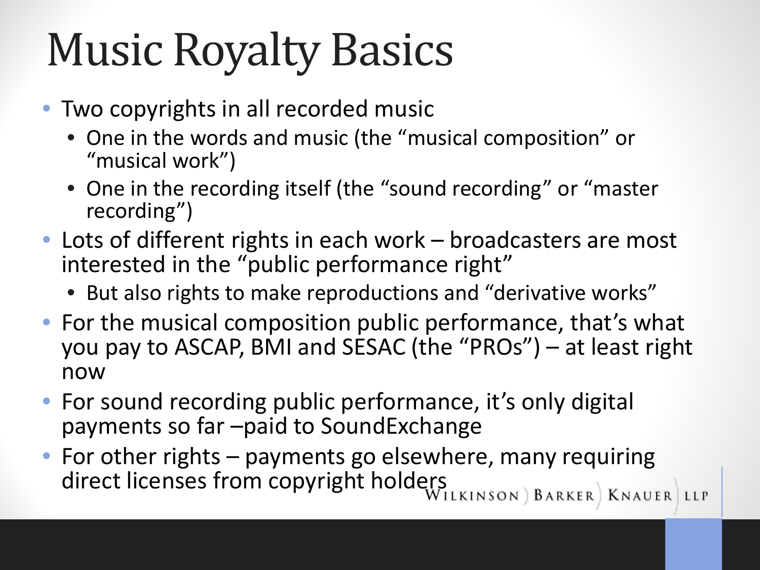# Music Royalty Basics

- Two copyrights in all recorded music
  - One in the words and music (the "musical composition" or "musical work")
  - One in the recording itself (the "sound recording" or "master recording")
- Lots of different rights in each work – broadcasters are most interested in the "public performance right"
  - But also rights to make reproductions and "derivative works"
- For the musical composition public performance, that's what you pay to ASCAP, BMI and SESAC (the "PROs") – at least right now
- For sound recording public performance, it's only digital payments so far –paid to SoundExchange
- For other rights – payments go elsewhere, many requiring direct licenses from copyright holders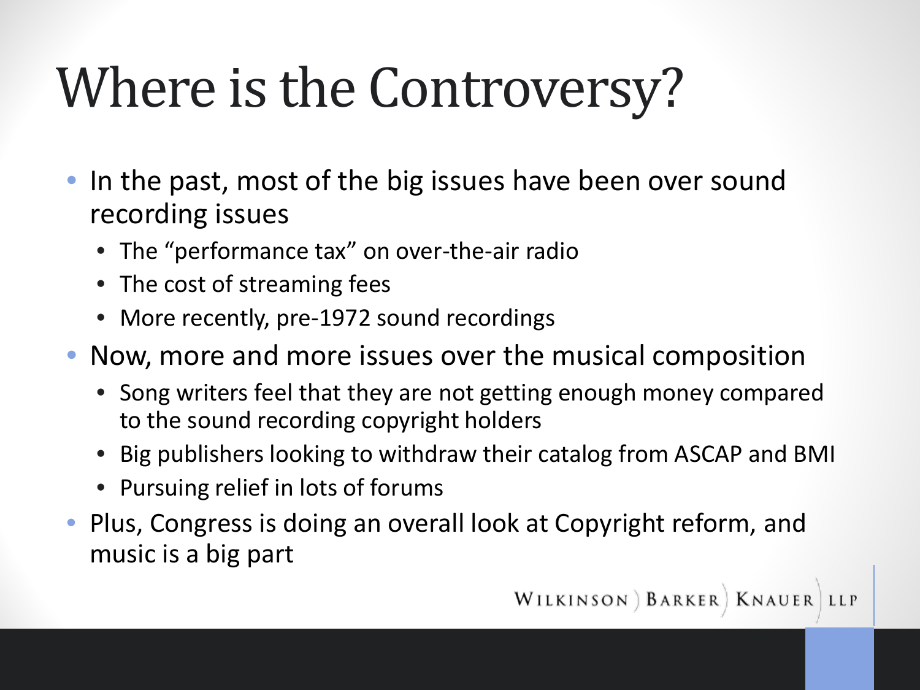# Where is the Controversy?

- In the past, most of the big issues have been over sound recording issues
  - The "performance tax" on over-the-air radio
  - The cost of streaming fees
  - More recently, pre-1972 sound recordings
- Now, more and more issues over the musical composition
  - Song writers feel that they are not getting enough money compared to the sound recording copyright holders
  - Big publishers looking to withdraw their catalog from ASCAP and BMI
  - Pursuing relief in lots of forums
- Plus, Congress is doing an overall look at Copyright reform, and music is a big part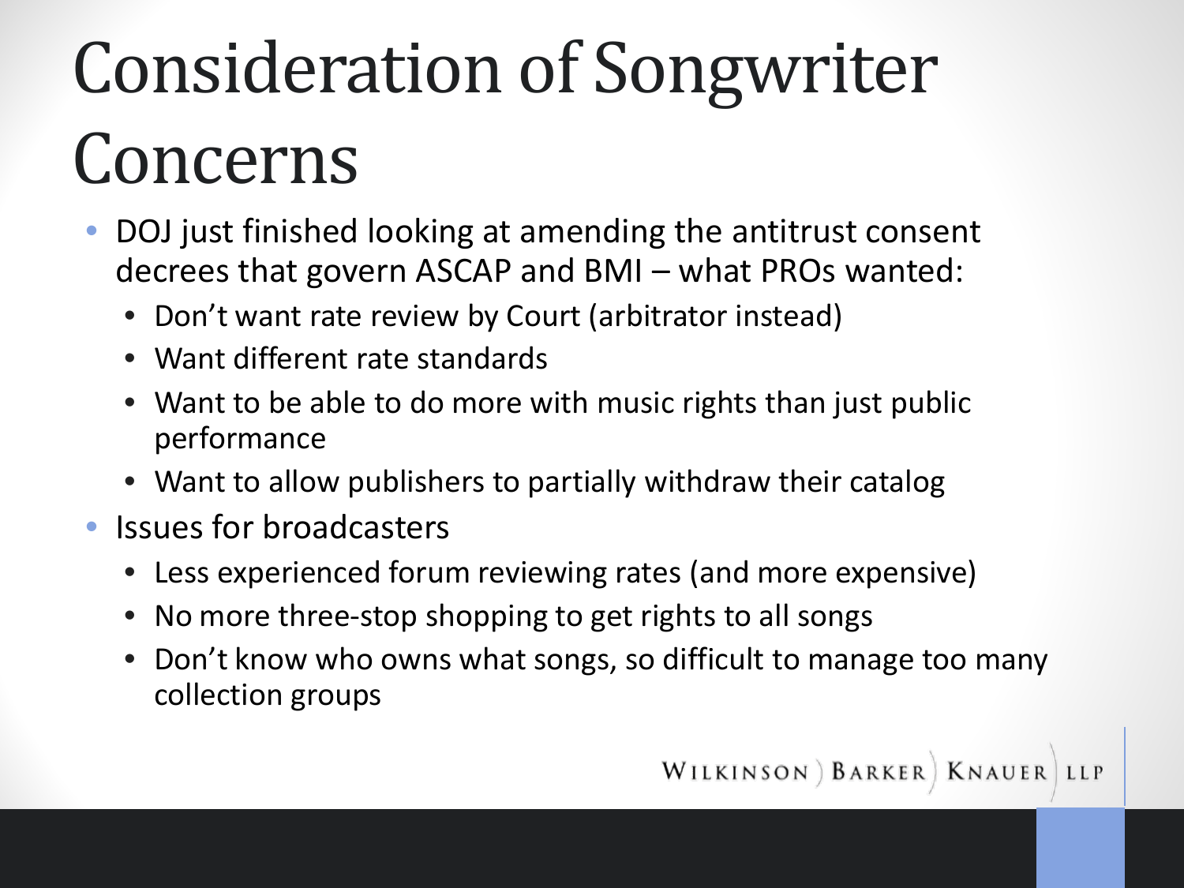# Consideration of Songwriter Concerns

- DOJ just finished looking at amending the antitrust consent decrees that govern ASCAP and BMI – what PROs wanted:
  - Don't want rate review by Court (arbitrator instead)
  - Want different rate standards
  - Want to be able to do more with music rights than just public performance
  - Want to allow publishers to partially withdraw their catalog
- Issues for broadcasters
  - Less experienced forum reviewing rates (and more expensive)
  - No more three-stop shopping to get rights to all songs
  - Don't know who owns what songs, so difficult to manage too many collection groups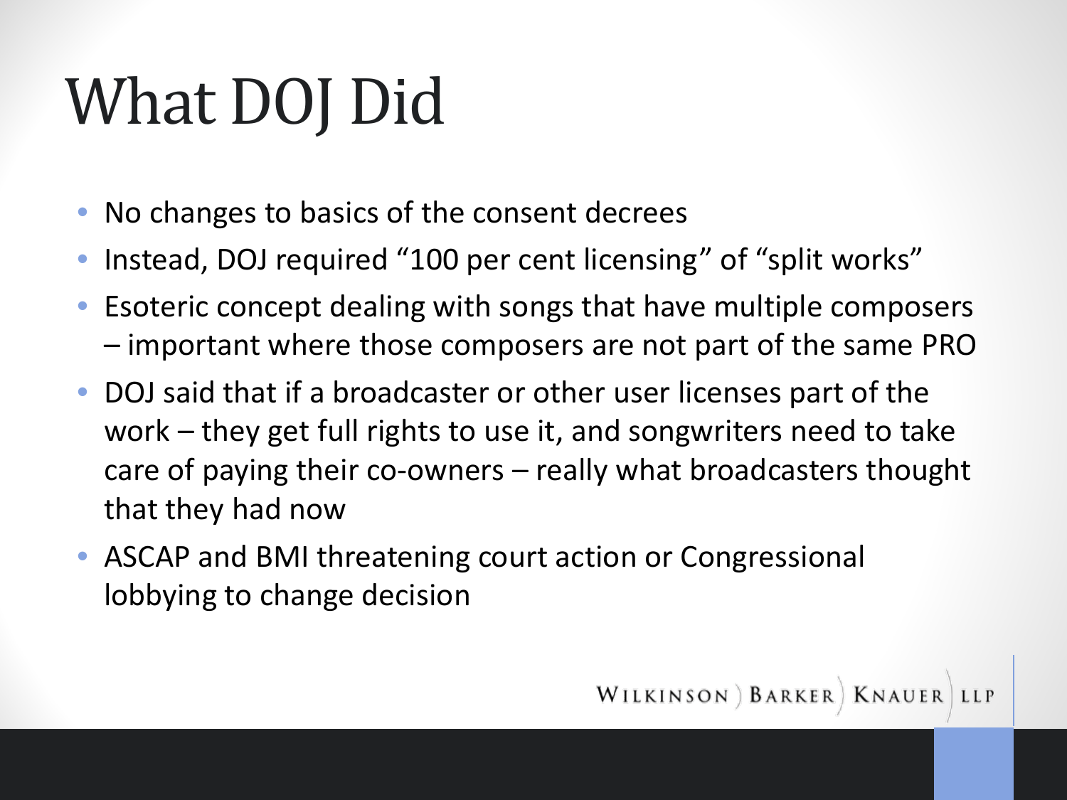# What DOJ Did

- No changes to basics of the consent decrees
- Instead, DOJ required "100 per cent licensing" of "split works"
- Esoteric concept dealing with songs that have multiple composers – important where those composers are not part of the same PRO
- DOJ said that if a broadcaster or other user licenses part of the work – they get full rights to use it, and songwriters need to take care of paying their co-owners – really what broadcasters thought that they had now
- ASCAP and BMI threatening court action or Congressional lobbying to change decision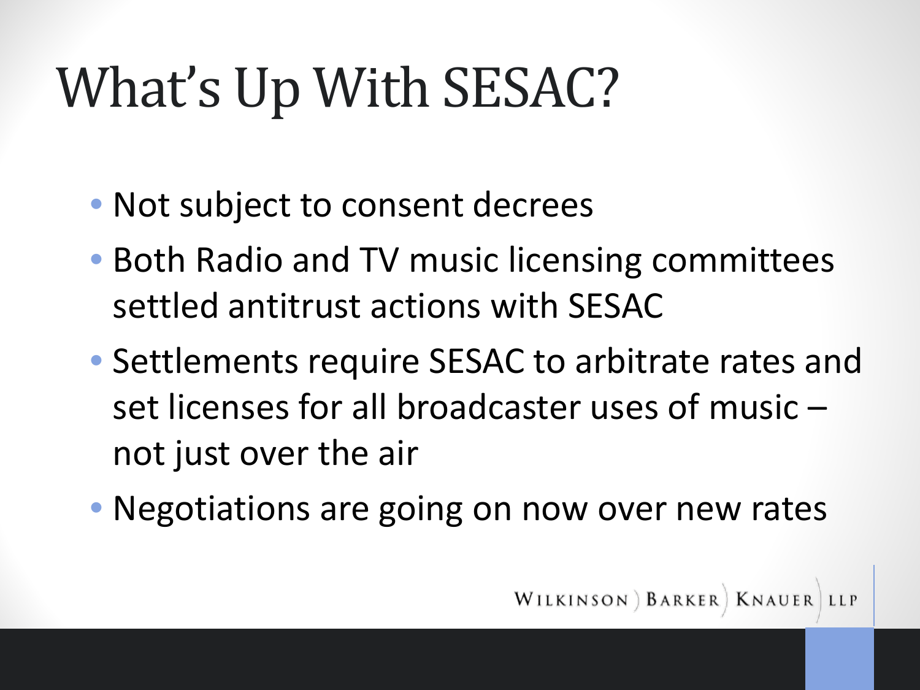# What's Up With SESAC?

- Not subject to consent decrees
- Both Radio and TV music licensing committees settled antitrust actions with SESAC
- Settlements require SESAC to arbitrate rates and set licenses for all broadcaster uses of music – not just over the air
- Negotiations are going on now over new rates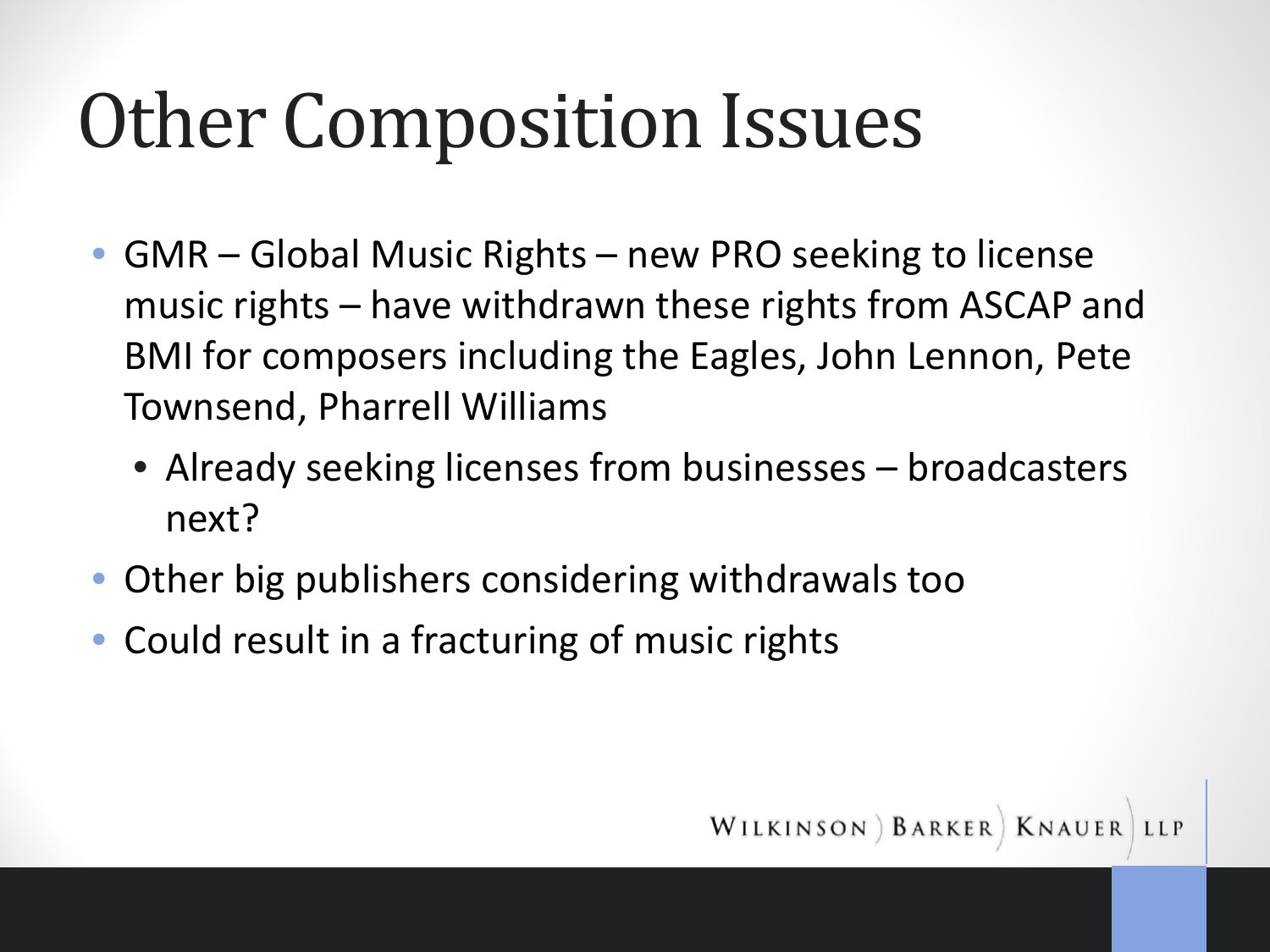# Other Composition Issues

- GMR – Global Music Rights – new PRO seeking to license music rights – have withdrawn these rights from ASCAP and BMI for composers including the Eagles, John Lennon, Pete Townsend, Pharrell Williams
  - Already seeking licenses from businesses – broadcasters next?
- Other big publishers considering withdrawals too
- Could result in a fracturing of music rights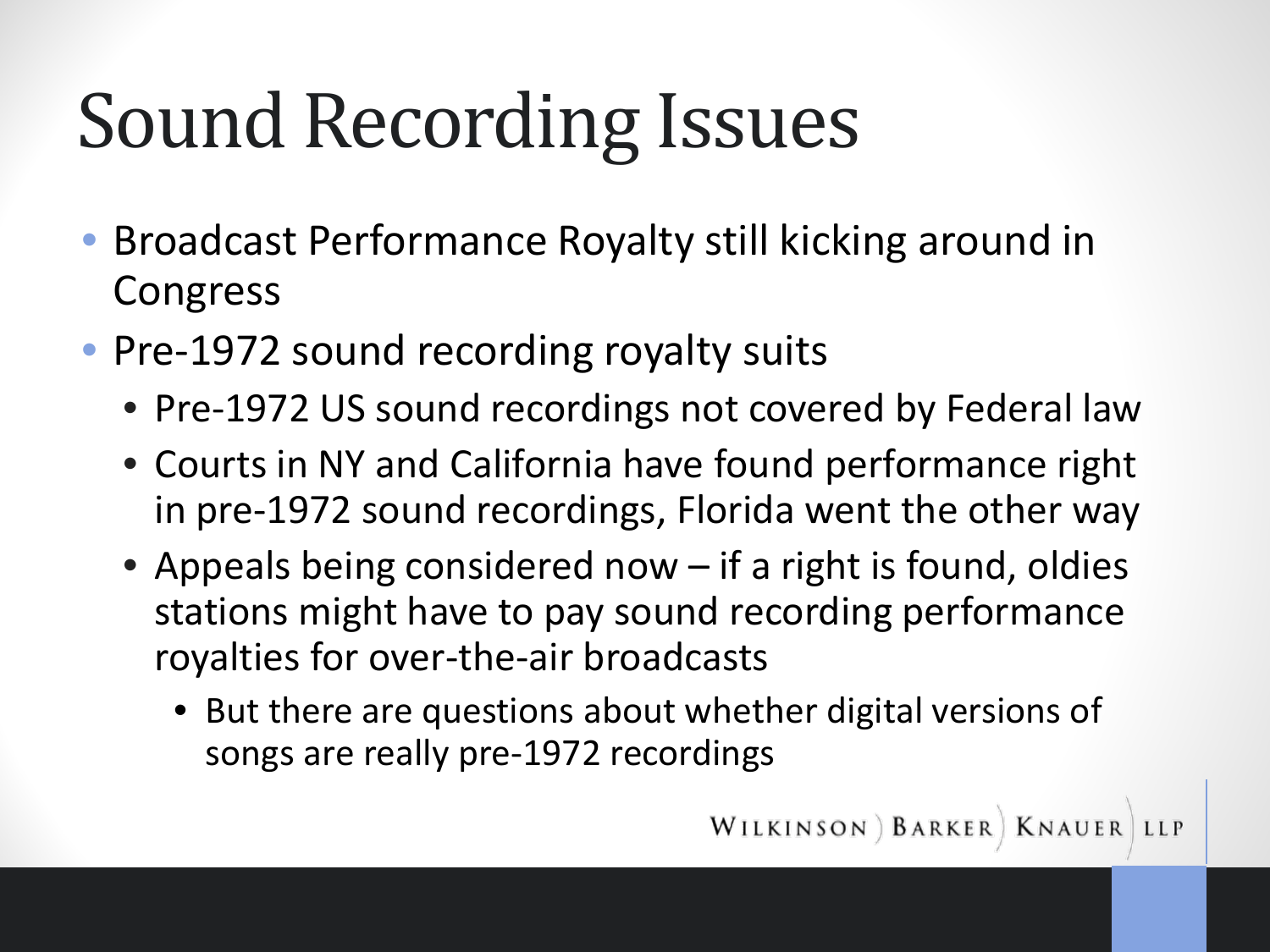# Sound Recording Issues

- Broadcast Performance Royalty still kicking around in Congress
- Pre-1972 sound recording royalty suits
  - Pre-1972 US sound recordings not covered by Federal law
  - Courts in NY and California have found performance right in pre-1972 sound recordings, Florida went the other way
  - Appeals being considered now – if a right is found, oldies stations might have to pay sound recording performance royalties for over-the-air broadcasts
    - But there are questions about whether digital versions of songs are really pre-1972 recordings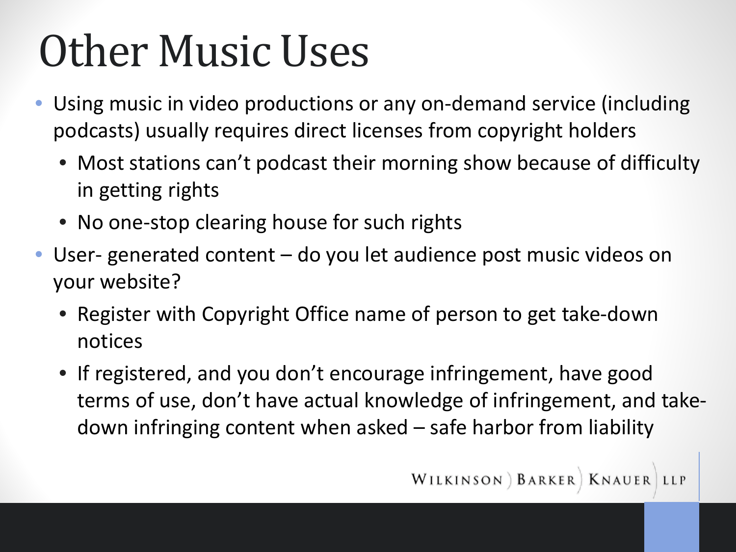# Other Music Uses

- Using music in video productions or any on-demand service (including podcasts) usually requires direct licenses from copyright holders
  - Most stations can't podcast their morning show because of difficulty in getting rights
  - No one-stop clearing house for such rights
- User- generated content – do you let audience post music videos on your website?
  - Register with Copyright Office name of person to get take-down notices
  - If registered, and you don't encourage infringement, have good terms of use, don't have actual knowledge of infringement, and take-down infringing content when asked – safe harbor from liability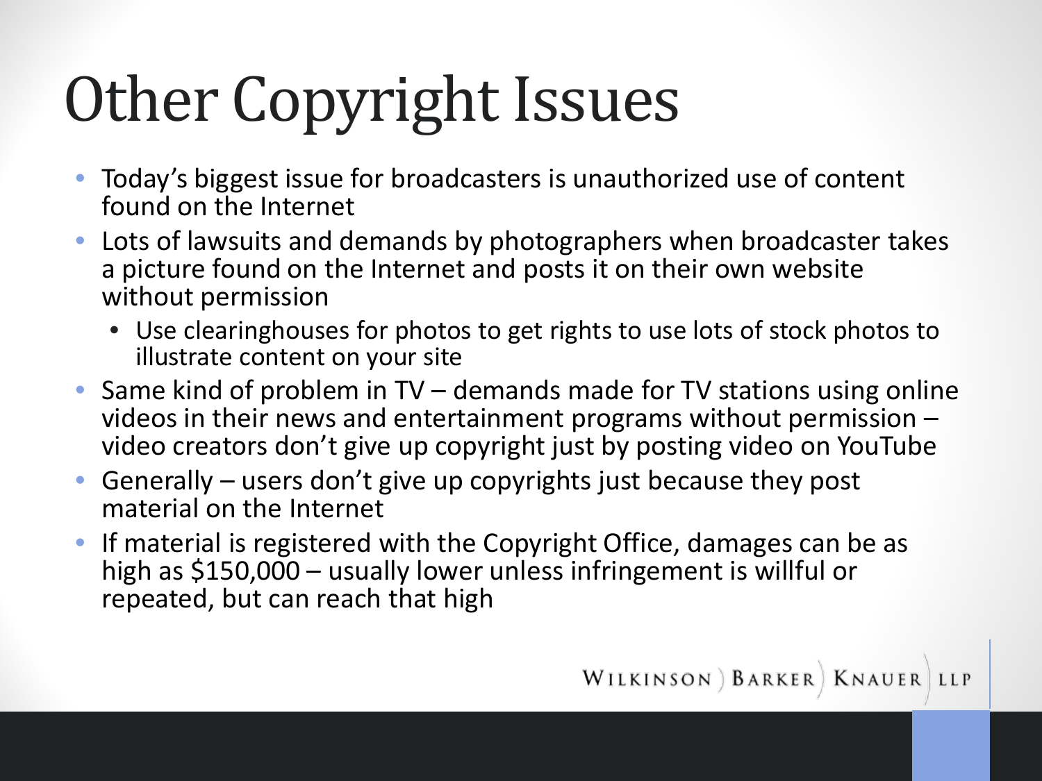# Other Copyright Issues

- Today's biggest issue for broadcasters is unauthorized use of content found on the Internet
- Lots of lawsuits and demands by photographers when broadcaster takes a picture found on the Internet and posts it on their own website without permission
  - Use clearinghouses for photos to get rights to use lots of stock photos to illustrate content on your site
- Same kind of problem in TV – demands made for TV stations using online videos in their news and entertainment programs without permission – video creators don't give up copyright just by posting video on YouTube
- Generally – users don't give up copyrights just because they post material on the Internet
- If material is registered with the Copyright Office, damages can be as high as $150,000 – usually lower unless infringement is willful or repeated, but can reach that high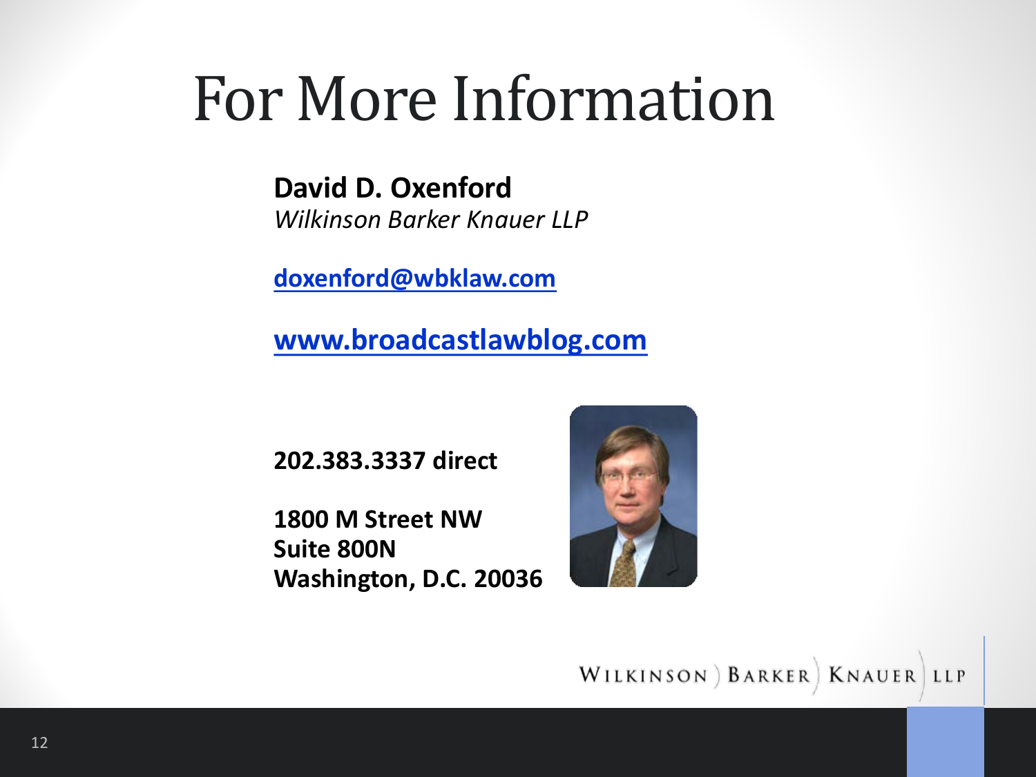# For More Information

**David D. Oxenford**
*Wilkinson Barker Knauer LLP*

**doxenford@wbklaw.com**

**www.broadcastlawblog.com**

**202.383.3337 direct**

**1800 M Street NW**
**Suite 800N**
**Washington, D.C. 20036**

WILKINSON ) BARKER ) KNAUER ) LLP